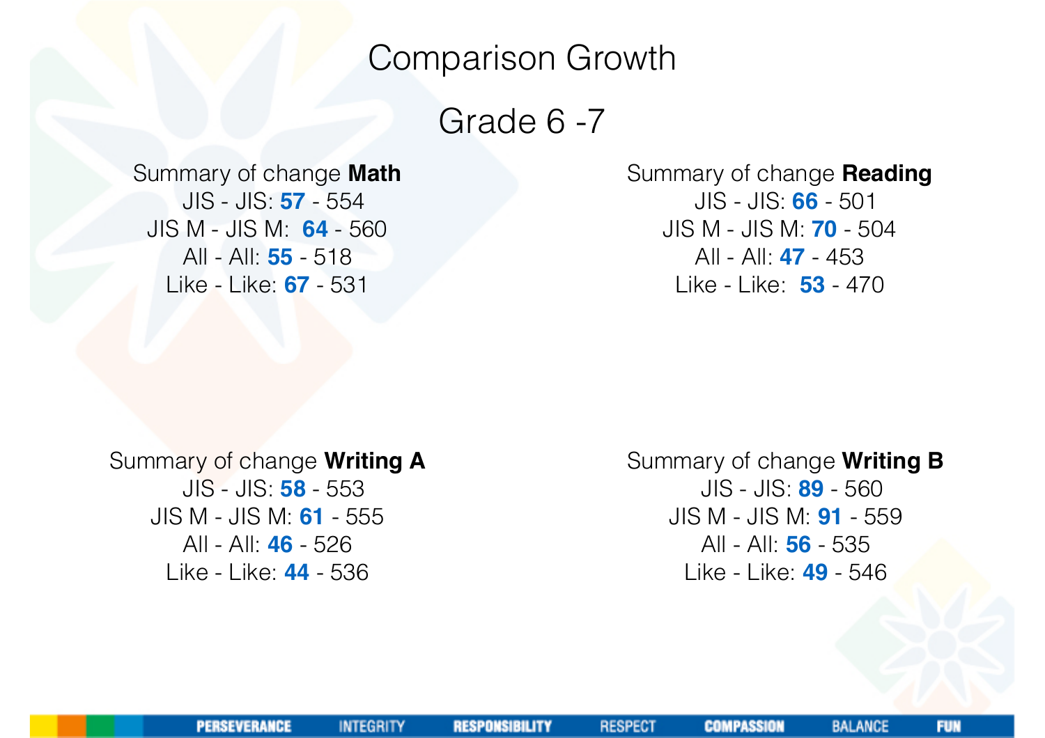# Comparison Growth

## Grade 6 -7

Summary of change **Math**
JIS - JIS: **57** - 554
JIS M - JIS M: **64** - 560
All - All: **55** - 518
Like - Like: **67** - 531

Summary of change **Reading**
JIS - JIS: **66** - 501
JIS M - JIS M: **70** - 504
All - All: **47** - 453
Like - Like: **53** - 470

Summary of change **Writing A**
JIS - JIS: **58** - 553
JIS M - JIS M: **61** - 555
All - All: **46** - 526
Like - Like: **44** - 536

Summary of change **Writing B**
JIS - JIS: **89** - 560
JIS M - JIS M: **91** - 559
All - All: **56** - 535
Like - Like: **49** - 546

PERSEVERANCE INTEGRITY RESPONSIBILITY RESPECT COMPASSION BALANCE FUN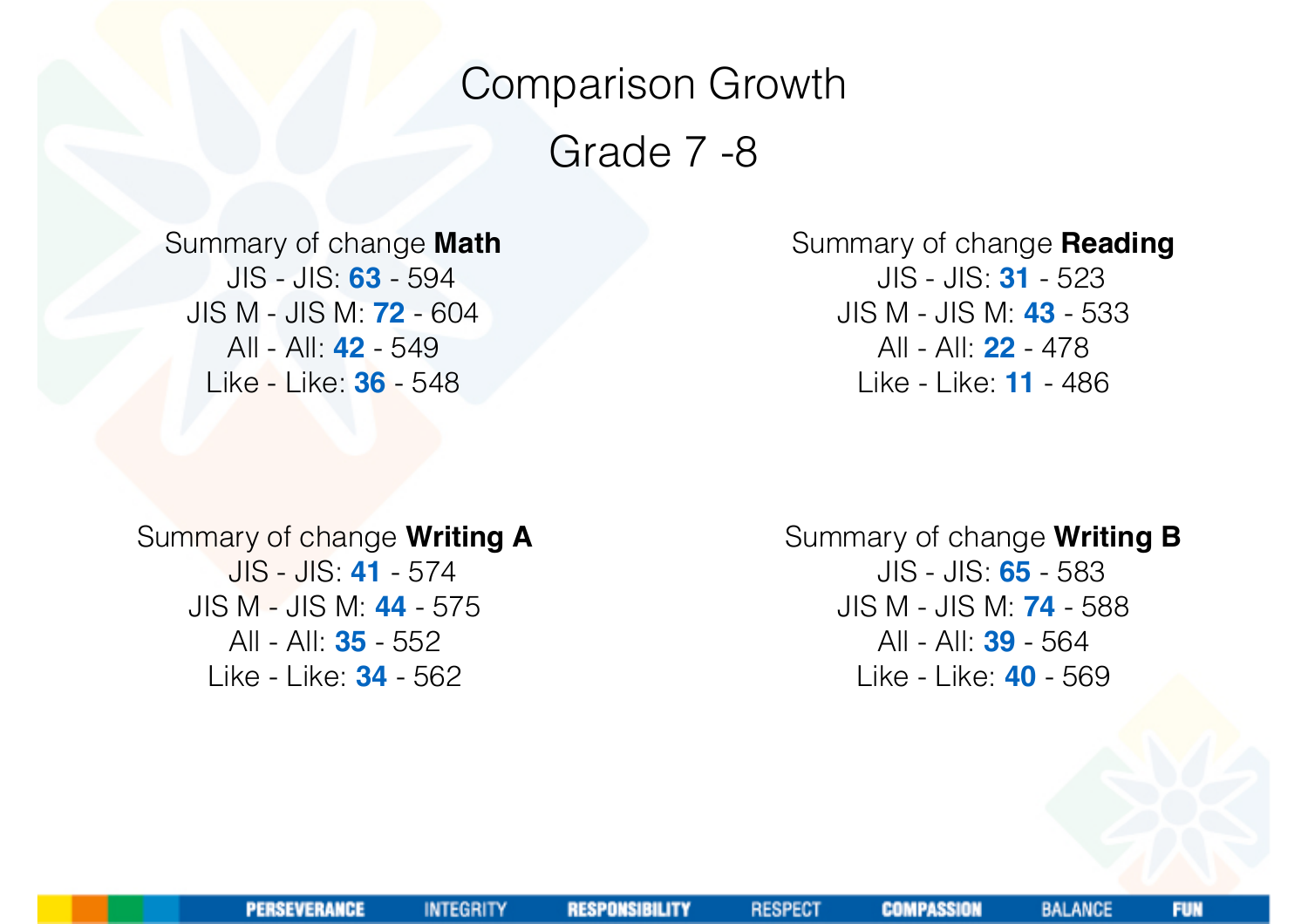# Comparison Growth

## Grade 7 -8

Summary of change **Math**
JIS - JIS: **63** - 594
JIS M - JIS M: **72** - 604
All - All: **42** - 549
Like - Like: **36** - 548

Summary of change **Reading**
JIS - JIS: **31** - 523
JIS M - JIS M: **43** - 533
All - All: **22** - 478
Like - Like: **11** - 486

Summary of change **Writing A**
JIS - JIS: **41** - 574
JIS M - JIS M: **44** - 575
All - All: **35** - 552
Like - Like: **34** - 562

Summary of change **Writing B**
JIS - JIS: **65** - 583
JIS M - JIS M: **74** - 588
All - All: **39** - 564
Like - Like: **40** - 569

PERSEVERANCE INTEGRITY RESPONSIBILITY RESPECT COMPASSION BALANCE FUN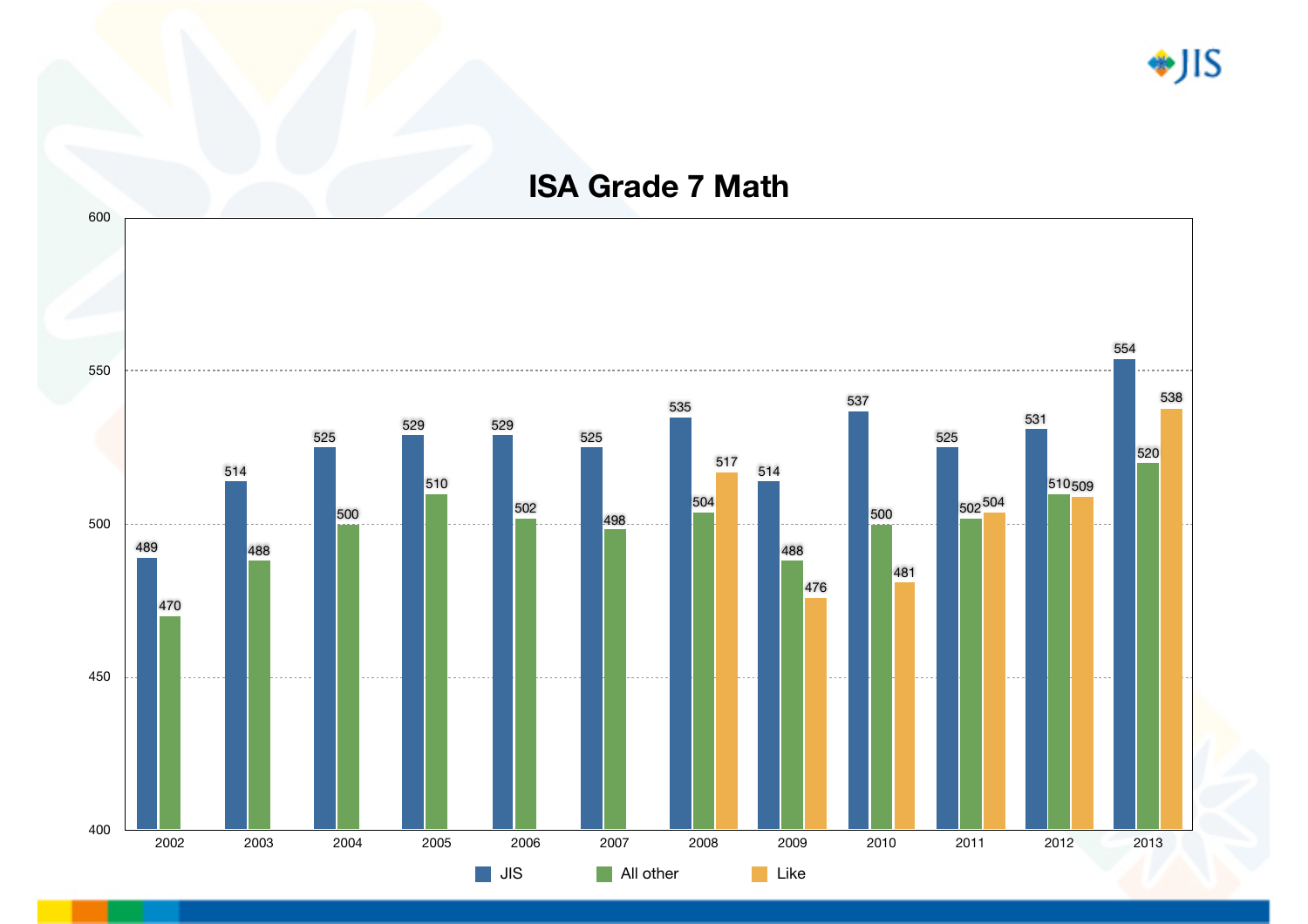# ISA Grade 7 Math

| Year | JIS | All other | Like |
|---|---|---|---|
| 2002 | 489 | 470 | |
| 2003 | 514 | 488 | |
| 2004 | 525 | 500 | |
| 2005 | 529 | 510 | |
| 2006 | 529 | 502 | |
| 2007 | 525 | 498 | |
| 2008 | 535 | 504 | 517 |
| 2009 | 514 | 488 | 476 |
| 2010 | 537 | 500 | 481 |
| 2011 | 525 | 502 | 504 |
| 2012 | 531 | 510 | 509 |
| 2013 | 554 | 520 | 538 |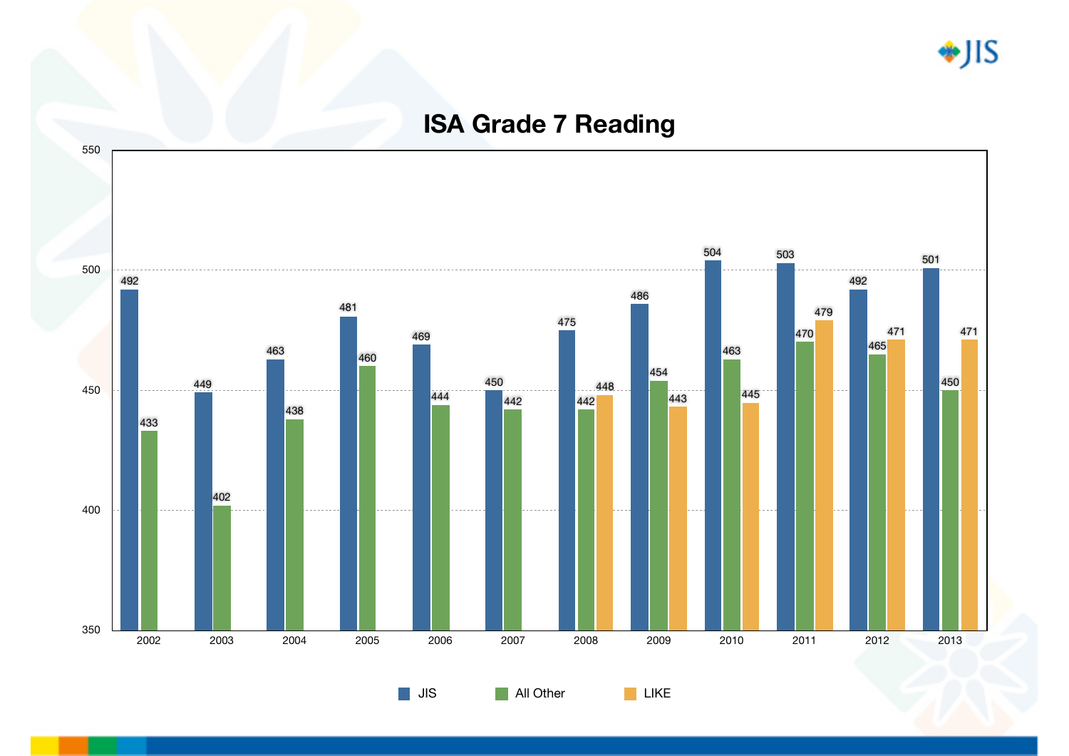## ISA Grade 7 Reading

| Year | JIS | All Other | LIKE |
|---|---|---|---|
| 2002 | 492 | 433 | |
| 2003 | 449 | 402 | |
| 2004 | 463 | 438 | |
| 2005 | 481 | 460 | |
| 2006 | 469 | 444 | |
| 2007 | 450 | 442 | |
| 2008 | 475 | 442 | 448 |
| 2009 | 486 | 454 | 443 |
| 2010 | 504 | 463 | 445 |
| 2011 | 503 | 470 | 479 |
| 2012 | 492 | 465 | 471 |
| 2013 | 501 | 450 | 471 |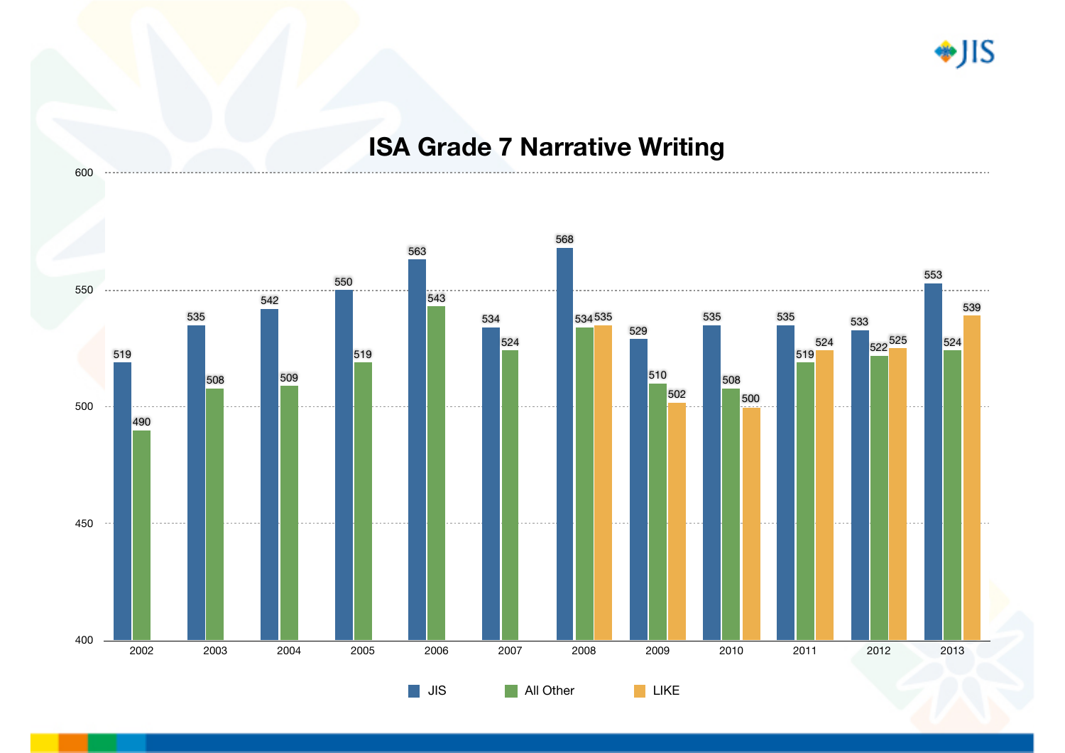# ISA Grade 7 Narrative Writing

| Year | JIS | All Other | LIKE |
|---|---|---|---|
| 2002 | 519 | 490 | |
| 2003 | 535 | 508 | |
| 2004 | 542 | 509 | |
| 2005 | 550 | 519 | |
| 2006 | 563 | 543 | |
| 2007 | 534 | 524 | |
| 2008 | 568 | 534 | 535 |
| 2009 | 529 | 510 | 502 |
| 2010 | 535 | 508 | 500 |
| 2011 | 535 | 519 | 524 |
| 2012 | 533 | 522 | 525 |
| 2013 | 553 | 524 | 539 |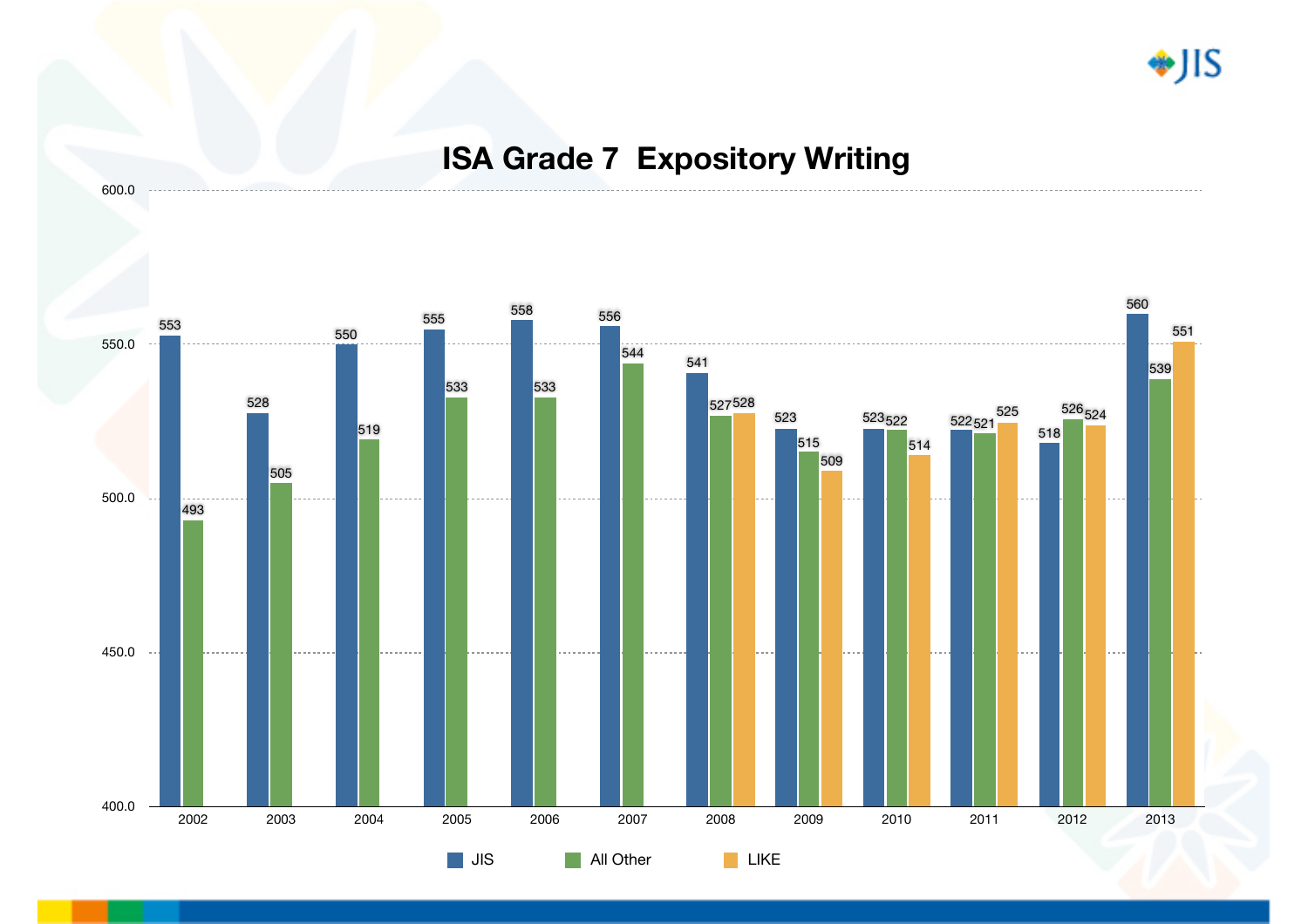JIS

# ISA Grade 7 Expository Writing

600.0
550.0
500.0
450.0
400.0

553 493
528 505
550 519
555 533
558 533
556 544
541 527 528
523 515 509
523 522 514
522 521 525
518 526 524
560 539 551

2002 2003 2004 2005 2006 2007 2008 2009 2010 2011 2012 2013

JIS
All Other
LIKE